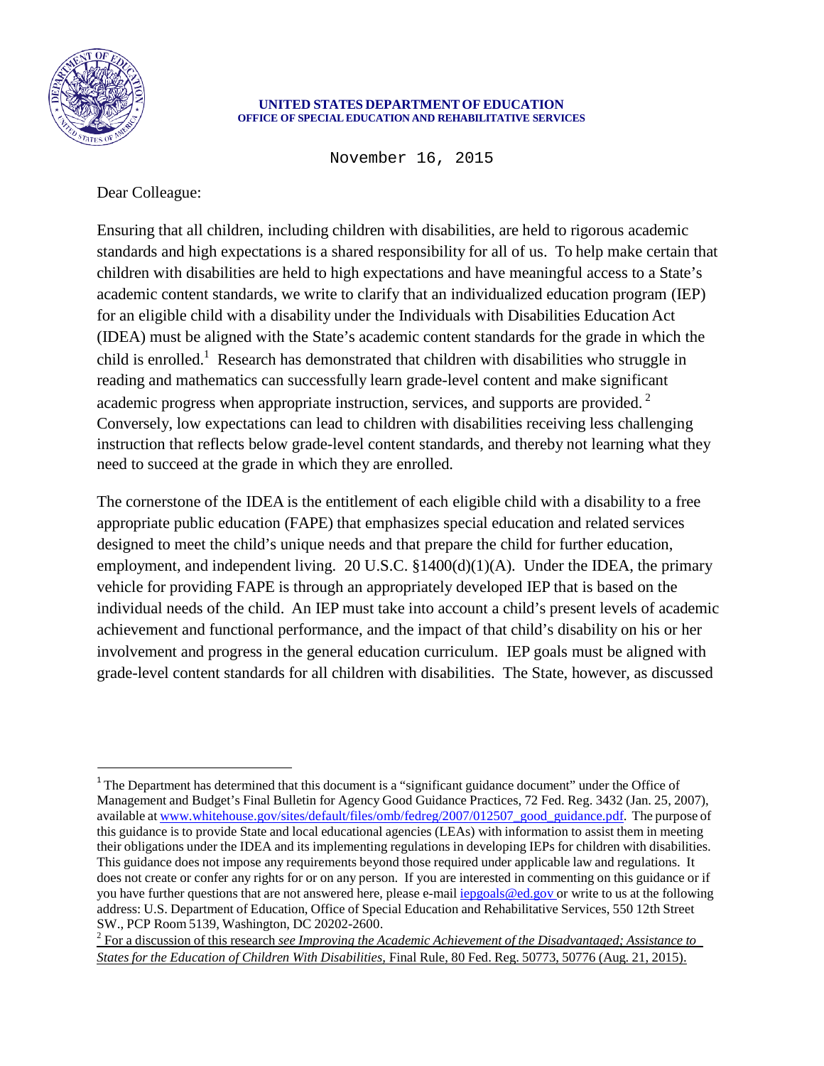**UNITED STATES DEPARTMENT OF EDUCATION**
**OFFICE OF SPECIAL EDUCATION AND REHABILITATIVE SERVICES**

November 16, 2015

Dear Colleague:

Ensuring that all children, including children with disabilities, are held to rigorous academic standards and high expectations is a shared responsibility for all of us. To help make certain that children with disabilities are held to high expectations and have meaningful access to a State's academic content standards, we write to clarify that an individualized education program (IEP) for an eligible child with a disability under the Individuals with Disabilities Education Act (IDEA) must be aligned with the State's academic content standards for the grade in which the child is enrolled.[1] Research has demonstrated that children with disabilities who struggle in reading and mathematics can successfully learn grade-level content and make significant academic progress when appropriate instruction, services, and supports are provided.[2] Conversely, low expectations can lead to children with disabilities receiving less challenging instruction that reflects below grade-level content standards, and thereby not learning what they need to succeed at the grade in which they are enrolled.

The cornerstone of the IDEA is the entitlement of each eligible child with a disability to a free appropriate public education (FAPE) that emphasizes special education and related services designed to meet the child's unique needs and that prepare the child for further education, employment, and independent living. 20 U.S.C. §1400(d)(1)(A). Under the IDEA, the primary vehicle for providing FAPE is through an appropriately developed IEP that is based on the individual needs of the child. An IEP must take into account a child's present levels of academic achievement and functional performance, and the impact of that child's disability on his or her involvement and progress in the general education curriculum. IEP goals must be aligned with grade-level content standards for all children with disabilities. The State, however, as discussed

---

[1] The Department has determined that this document is a "significant guidance document" under the Office of Management and Budget's Final Bulletin for Agency Good Guidance Practices, 72 Fed. Reg. 3432 (Jan. 25, 2007), available at www.whitehouse.gov/sites/default/files/omb/fedreg/2007/012507_good_guidance.pdf. The purpose of this guidance is to provide State and local educational agencies (LEAs) with information to assist them in meeting their obligations under the IDEA and its implementing regulations in developing IEPs for children with disabilities. This guidance does not impose any requirements beyond those required under applicable law and regulations. It does not create or confer any rights for or on any person. If you are interested in commenting on this guidance or if you have further questions that are not answered here, please e-mail iepgoals@ed.gov or write to us at the following address: U.S. Department of Education, Office of Special Education and Rehabilitative Services, 550 12th Street SW., PCP Room 5139, Washington, DC 20202-2600.

[2] For a discussion of this research *see Improving the Academic Achievement of the Disadvantaged; Assistance to States for the Education of Children With Disabilities*, Final Rule, 80 Fed. Reg. 50773, 50776 (Aug. 21, 2015).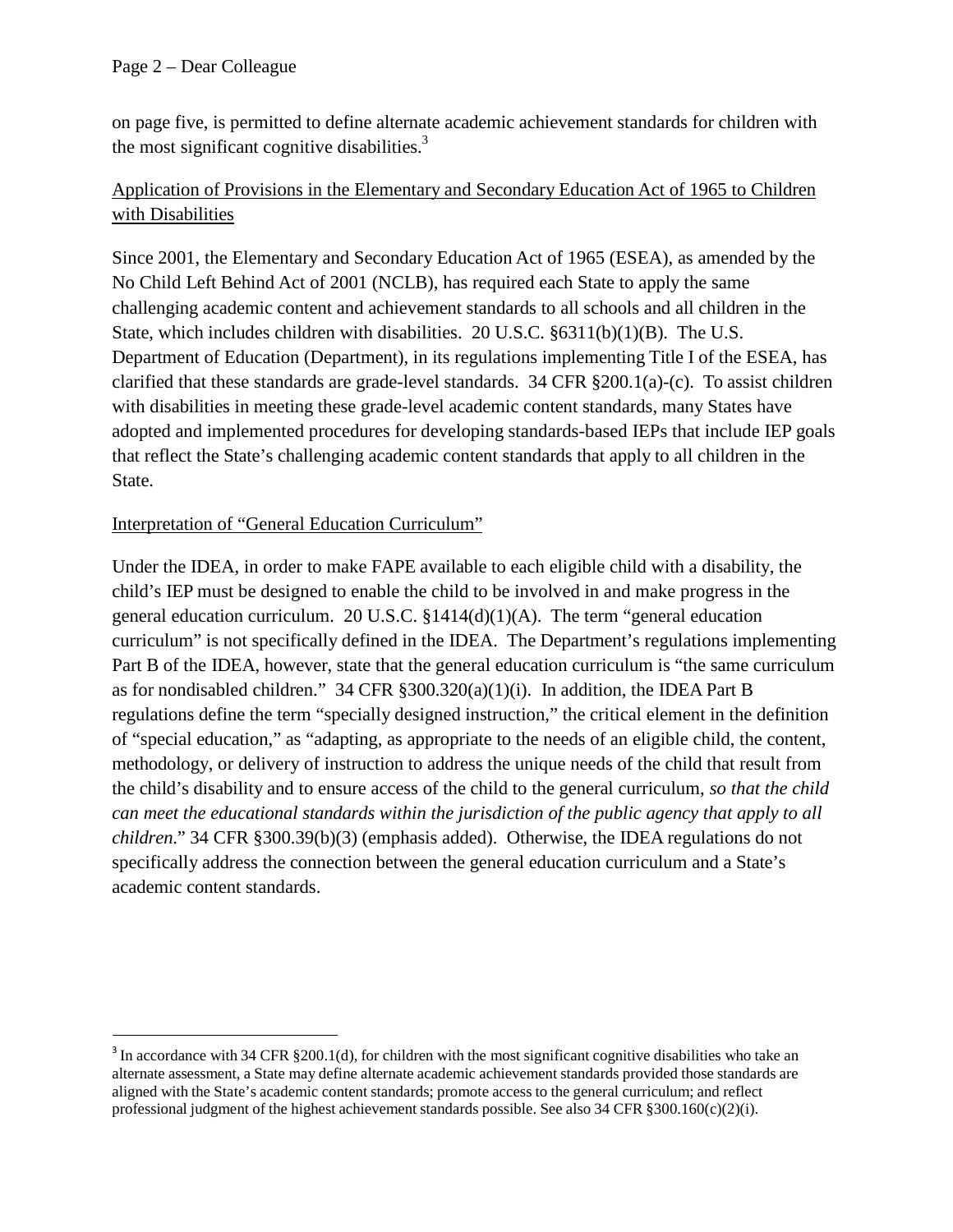on page five, is permitted to define alternate academic achievement standards for children with the most significant cognitive disabilities.[3]

<u>Application of Provisions in the Elementary and Secondary Education Act of 1965 to Children with Disabilities</u>

Since 2001, the Elementary and Secondary Education Act of 1965 (ESEA), as amended by the No Child Left Behind Act of 2001 (NCLB), has required each State to apply the same challenging academic content and achievement standards to all schools and all children in the State, which includes children with disabilities. 20 U.S.C. §6311(b)(1)(B). The U.S. Department of Education (Department), in its regulations implementing Title I of the ESEA, has clarified that these standards are grade-level standards. 34 CFR §200.1(a)-(c). To assist children with disabilities in meeting these grade-level academic content standards, many States have adopted and implemented procedures for developing standards-based IEPs that include IEP goals that reflect the State's challenging academic content standards that apply to all children in the State.

<u>Interpretation of "General Education Curriculum"</u>

Under the IDEA, in order to make FAPE available to each eligible child with a disability, the child's IEP must be designed to enable the child to be involved in and make progress in the general education curriculum. 20 U.S.C. §1414(d)(1)(A). The term "general education curriculum" is not specifically defined in the IDEA. The Department's regulations implementing Part B of the IDEA, however, state that the general education curriculum is "the same curriculum as for nondisabled children." 34 CFR §300.320(a)(1)(i). In addition, the IDEA Part B regulations define the term "specially designed instruction," the critical element in the definition of "special education," as "adapting, as appropriate to the needs of an eligible child, the content, methodology, or delivery of instruction to address the unique needs of the child that result from the child's disability and to ensure access of the child to the general curriculum, *so that the child can meet the educational standards within the jurisdiction of the public agency that apply to all children.*" 34 CFR §300.39(b)(3) (emphasis added). Otherwise, the IDEA regulations do not specifically address the connection between the general education curriculum and a State's academic content standards.

---

[3] In accordance with 34 CFR §200.1(d), for children with the most significant cognitive disabilities who take an alternate assessment, a State may define alternate academic achievement standards provided those standards are aligned with the State's academic content standards; promote access to the general curriculum; and reflect professional judgment of the highest achievement standards possible. See also 34 CFR §300.160(c)(2)(i).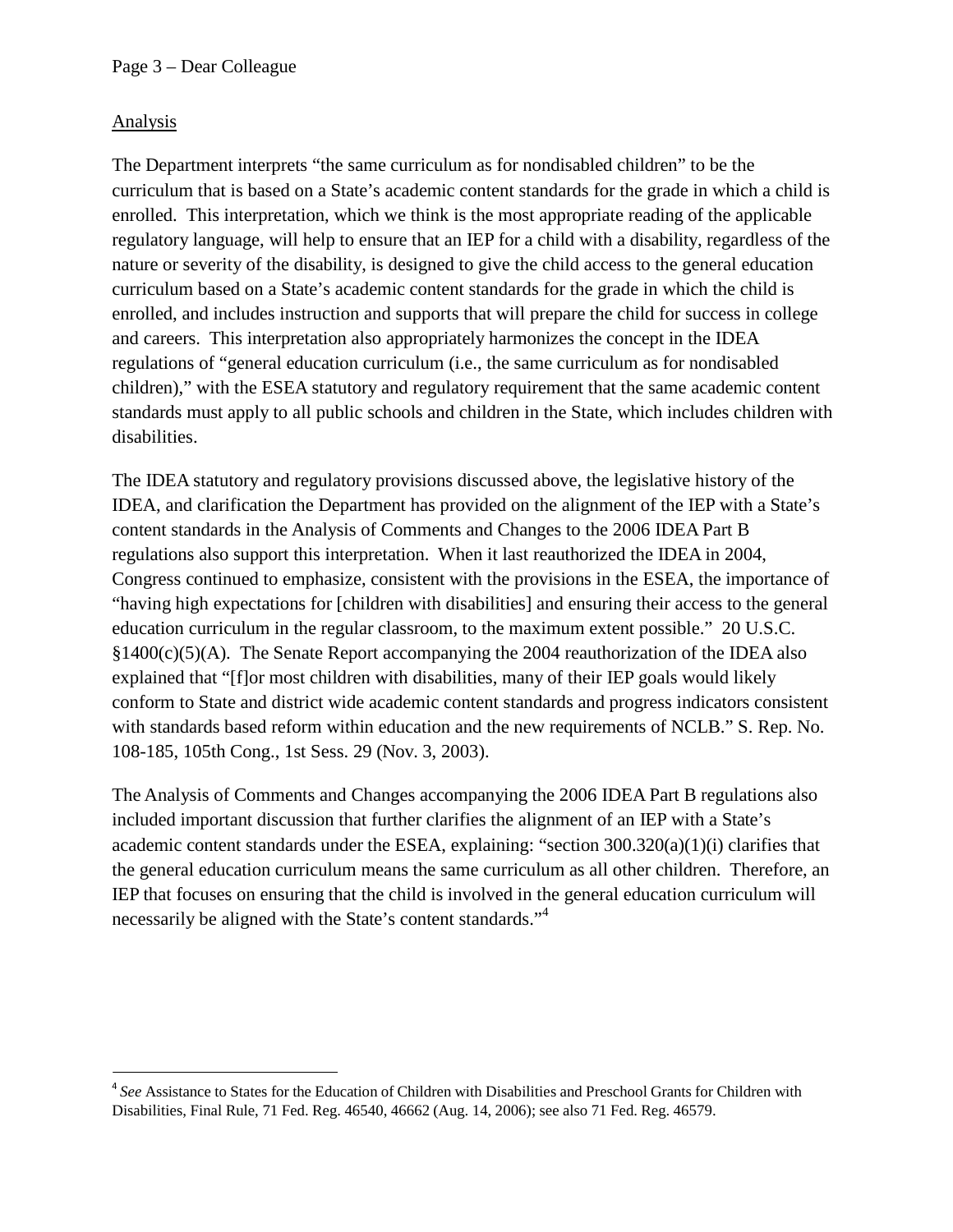## Analysis

The Department interprets "the same curriculum as for nondisabled children" to be the curriculum that is based on a State's academic content standards for the grade in which a child is enrolled. This interpretation, which we think is the most appropriate reading of the applicable regulatory language, will help to ensure that an IEP for a child with a disability, regardless of the nature or severity of the disability, is designed to give the child access to the general education curriculum based on a State's academic content standards for the grade in which the child is enrolled, and includes instruction and supports that will prepare the child for success in college and careers. This interpretation also appropriately harmonizes the concept in the IDEA regulations of "general education curriculum (i.e., the same curriculum as for nondisabled children)," with the ESEA statutory and regulatory requirement that the same academic content standards must apply to all public schools and children in the State, which includes children with disabilities.

The IDEA statutory and regulatory provisions discussed above, the legislative history of the IDEA, and clarification the Department has provided on the alignment of the IEP with a State's content standards in the Analysis of Comments and Changes to the 2006 IDEA Part B regulations also support this interpretation. When it last reauthorized the IDEA in 2004, Congress continued to emphasize, consistent with the provisions in the ESEA, the importance of "having high expectations for [children with disabilities] and ensuring their access to the general education curriculum in the regular classroom, to the maximum extent possible." 20 U.S.C. §1400(c)(5)(A). The Senate Report accompanying the 2004 reauthorization of the IDEA also explained that "[f]or most children with disabilities, many of their IEP goals would likely conform to State and district wide academic content standards and progress indicators consistent with standards based reform within education and the new requirements of NCLB." S. Rep. No. 108-185, 105th Cong., 1st Sess. 29 (Nov. 3, 2003).

The Analysis of Comments and Changes accompanying the 2006 IDEA Part B regulations also included important discussion that further clarifies the alignment of an IEP with a State's academic content standards under the ESEA, explaining: "section 300.320(a)(1)(i) clarifies that the general education curriculum means the same curriculum as all other children. Therefore, an IEP that focuses on ensuring that the child is involved in the general education curriculum will necessarily be aligned with the State's content standards."[4]

---

[4] *See* Assistance to States for the Education of Children with Disabilities and Preschool Grants for Children with Disabilities, Final Rule, 71 Fed. Reg. 46540, 46662 (Aug. 14, 2006); see also 71 Fed. Reg. 46579.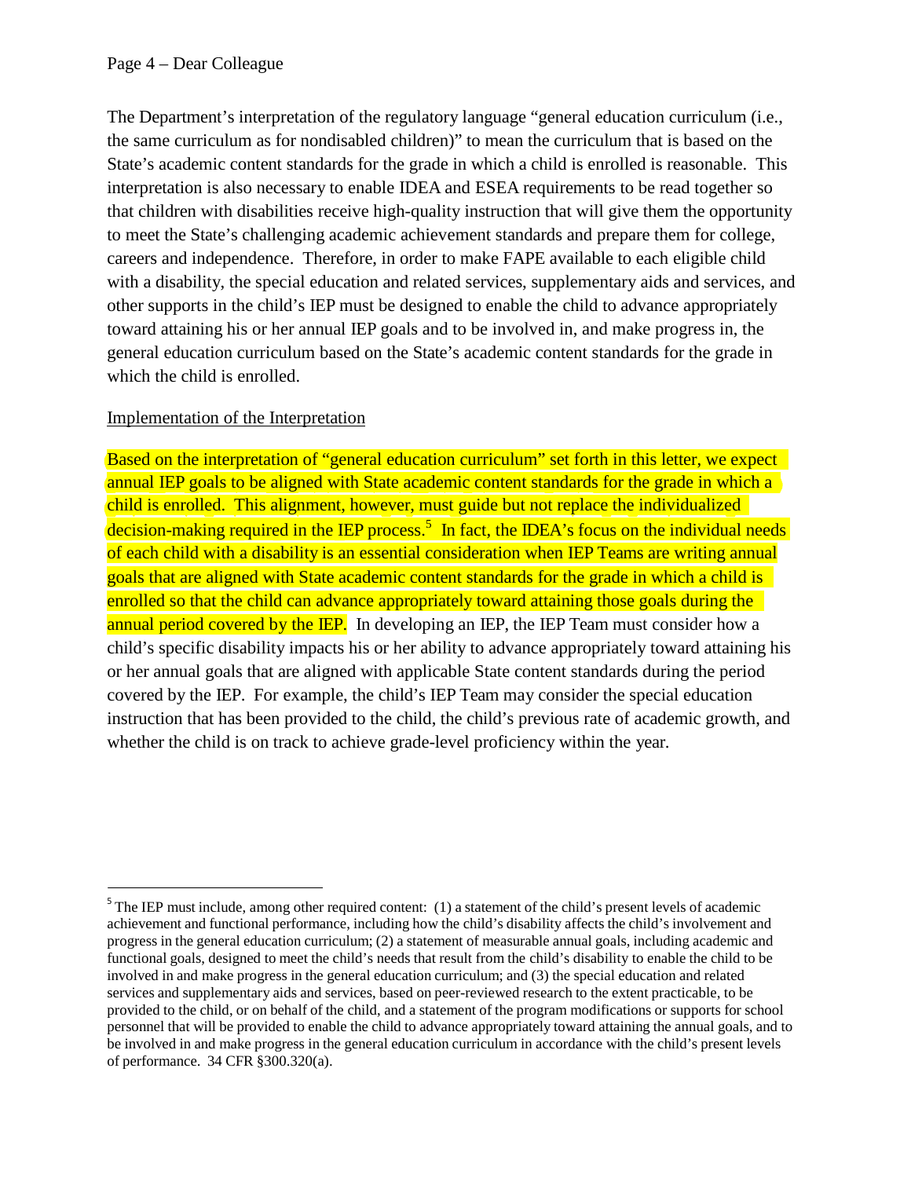The Department's interpretation of the regulatory language "general education curriculum (i.e., the same curriculum as for nondisabled children)" to mean the curriculum that is based on the State's academic content standards for the grade in which a child is enrolled is reasonable. This interpretation is also necessary to enable IDEA and ESEA requirements to be read together so that children with disabilities receive high-quality instruction that will give them the opportunity to meet the State's challenging academic achievement standards and prepare them for college, careers and independence. Therefore, in order to make FAPE available to each eligible child with a disability, the special education and related services, supplementary aids and services, and other supports in the child's IEP must be designed to enable the child to advance appropriately toward attaining his or her annual IEP goals and to be involved in, and make progress in, the general education curriculum based on the State's academic content standards for the grade in which the child is enrolled.

Implementation of the Interpretation

Based on the interpretation of "general education curriculum" set forth in this letter, we expect annual IEP goals to be aligned with State academic content standards for the grade in which a child is enrolled. This alignment, however, must guide but not replace the individualized decision-making required in the IEP process.[5] In fact, the IDEA's focus on the individual needs of each child with a disability is an essential consideration when IEP Teams are writing annual goals that are aligned with State academic content standards for the grade in which a child is enrolled so that the child can advance appropriately toward attaining those goals during the annual period covered by the IEP. In developing an IEP, the IEP Team must consider how a child's specific disability impacts his or her ability to advance appropriately toward attaining his or her annual goals that are aligned with applicable State content standards during the period covered by the IEP. For example, the child's IEP Team may consider the special education instruction that has been provided to the child, the child's previous rate of academic growth, and whether the child is on track to achieve grade-level proficiency within the year.

[5] The IEP must include, among other required content: (1) a statement of the child's present levels of academic achievement and functional performance, including how the child's disability affects the child's involvement and progress in the general education curriculum; (2) a statement of measurable annual goals, including academic and functional goals, designed to meet the child's needs that result from the child's disability to enable the child to be involved in and make progress in the general education curriculum; and (3) the special education and related services and supplementary aids and services, based on peer-reviewed research to the extent practicable, to be provided to the child, or on behalf of the child, and a statement of the program modifications or supports for school personnel that will be provided to enable the child to advance appropriately toward attaining the annual goals, and to be involved in and make progress in the general education curriculum in accordance with the child's present levels of performance. 34 CFR §300.320(a).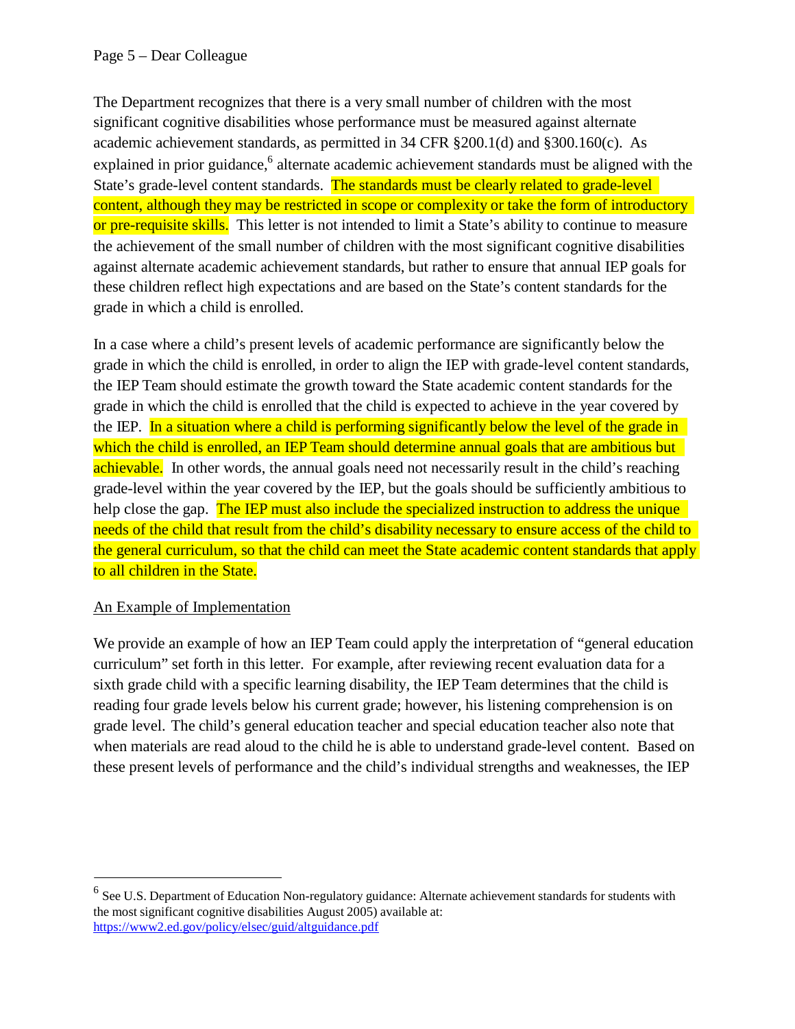The Department recognizes that there is a very small number of children with the most significant cognitive disabilities whose performance must be measured against alternate academic achievement standards, as permitted in 34 CFR §200.1(d) and §300.160(c). As explained in prior guidance,[6] alternate academic achievement standards must be aligned with the State's grade-level content standards. The standards must be clearly related to grade-level content, although they may be restricted in scope or complexity or take the form of introductory or pre-requisite skills. This letter is not intended to limit a State's ability to continue to measure the achievement of the small number of children with the most significant cognitive disabilities against alternate academic achievement standards, but rather to ensure that annual IEP goals for these children reflect high expectations and are based on the State's content standards for the grade in which a child is enrolled.

In a case where a child's present levels of academic performance are significantly below the grade in which the child is enrolled, in order to align the IEP with grade-level content standards, the IEP Team should estimate the growth toward the State academic content standards for the grade in which the child is enrolled that the child is expected to achieve in the year covered by the IEP. In a situation where a child is performing significantly below the level of the grade in which the child is enrolled, an IEP Team should determine annual goals that are ambitious but achievable. In other words, the annual goals need not necessarily result in the child's reaching grade-level within the year covered by the IEP, but the goals should be sufficiently ambitious to help close the gap. The IEP must also include the specialized instruction to address the unique needs of the child that result from the child's disability necessary to ensure access of the child to the general curriculum, so that the child can meet the State academic content standards that apply to all children in the State.

## An Example of Implementation

We provide an example of how an IEP Team could apply the interpretation of "general education curriculum" set forth in this letter. For example, after reviewing recent evaluation data for a sixth grade child with a specific learning disability, the IEP Team determines that the child is reading four grade levels below his current grade; however, his listening comprehension is on grade level. The child's general education teacher and special education teacher also note that when materials are read aloud to the child he is able to understand grade-level content. Based on these present levels of performance and the child's individual strengths and weaknesses, the IEP

---

[6] See U.S. Department of Education Non-regulatory guidance: Alternate achievement standards for students with the most significant cognitive disabilities August 2005) available at: https://www2.ed.gov/policy/elsec/guid/altguidance.pdf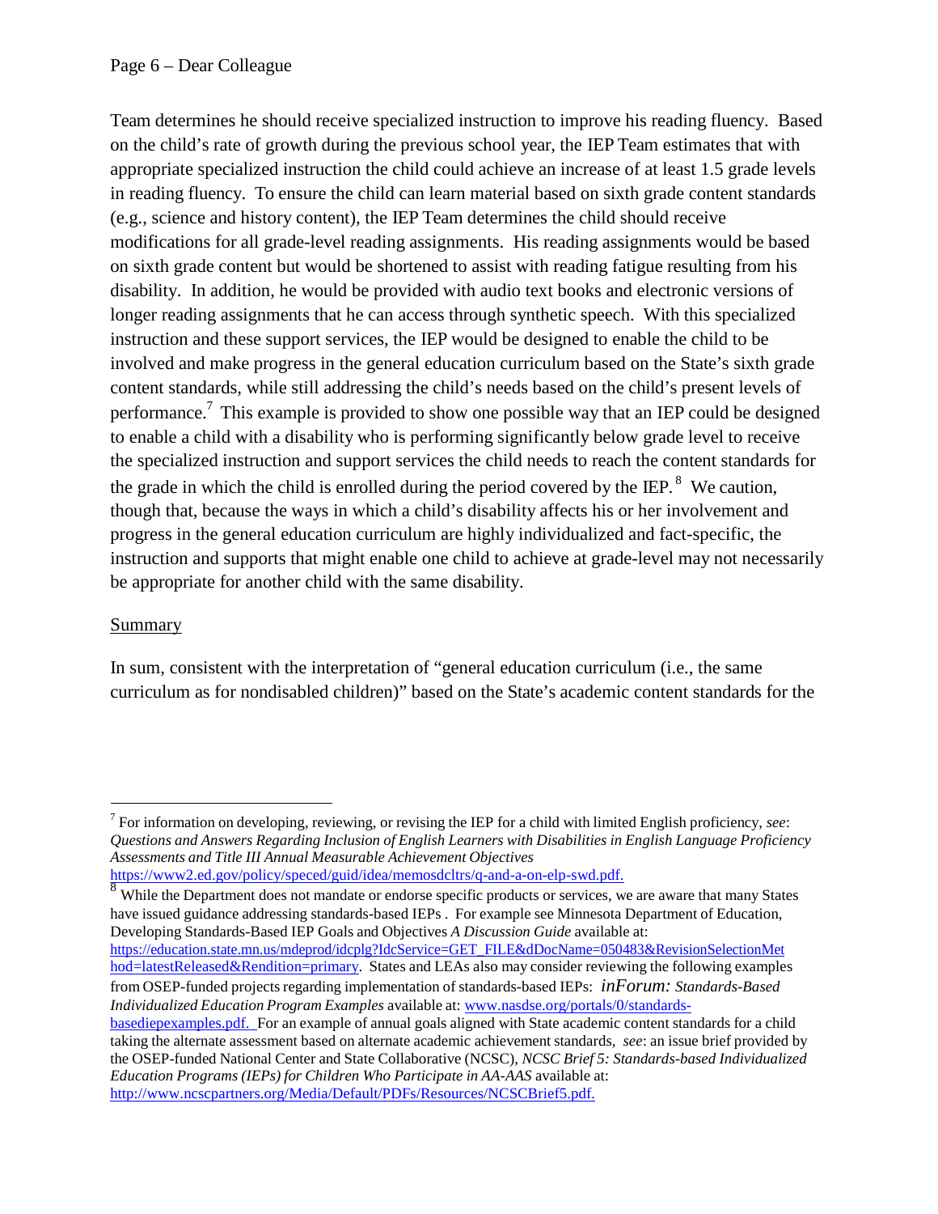Team determines he should receive specialized instruction to improve his reading fluency. Based on the child's rate of growth during the previous school year, the IEP Team estimates that with appropriate specialized instruction the child could achieve an increase of at least 1.5 grade levels in reading fluency. To ensure the child can learn material based on sixth grade content standards (e.g., science and history content), the IEP Team determines the child should receive modifications for all grade-level reading assignments. His reading assignments would be based on sixth grade content but would be shortened to assist with reading fatigue resulting from his disability. In addition, he would be provided with audio text books and electronic versions of longer reading assignments that he can access through synthetic speech. With this specialized instruction and these support services, the IEP would be designed to enable the child to be involved and make progress in the general education curriculum based on the State's sixth grade content standards, while still addressing the child's needs based on the child's present levels of performance.[7] This example is provided to show one possible way that an IEP could be designed to enable a child with a disability who is performing significantly below grade level to receive the specialized instruction and support services the child needs to reach the content standards for the grade in which the child is enrolled during the period covered by the IEP.[8] We caution, though that, because the ways in which a child's disability affects his or her involvement and progress in the general education curriculum are highly individualized and fact-specific, the instruction and supports that might enable one child to achieve at grade-level may not necessarily be appropriate for another child with the same disability.

## Summary

In sum, consistent with the interpretation of "general education curriculum (i.e., the same curriculum as for nondisabled children)" based on the State's academic content standards for the

---

[7] For information on developing, reviewing, or revising the IEP for a child with limited English proficiency, *see*: *Questions and Answers Regarding Inclusion of English Learners with Disabilities in English Language Proficiency Assessments and Title III Annual Measurable Achievement Objectives* https://www2.ed.gov/policy/speced/guid/idea/memosdcltrs/q-and-a-on-elp-swd.pdf.

[8] While the Department does not mandate or endorse specific products or services, we are aware that many States have issued guidance addressing standards-based IEPs . For example see Minnesota Department of Education, Developing Standards-Based IEP Goals and Objectives *A Discussion Guide* available at: https://education.state.mn.us/mdeprod/idcplg?IdcService=GET_FILE&dDocName=050483&RevisionSelectionMethod=latestReleased&Rendition=primary. States and LEAs also may consider reviewing the following examples from OSEP-funded projects regarding implementation of standards-based IEPs: *inForum: Standards-Based Individualized Education Program Examples* available at: www.nasdse.org/portals/0/standards-basediepexamples.pdf. For an example of annual goals aligned with State academic content standards for a child taking the alternate assessment based on alternate academic achievement standards, *see*: an issue brief provided by the OSEP-funded National Center and State Collaborative (NCSC), *NCSC Brief 5: Standards-based Individualized Education Programs (IEPs) for Children Who Participate in AA-AAS* available at: http://www.ncscpartners.org/Media/Default/PDFs/Resources/NCSCBrief5.pdf.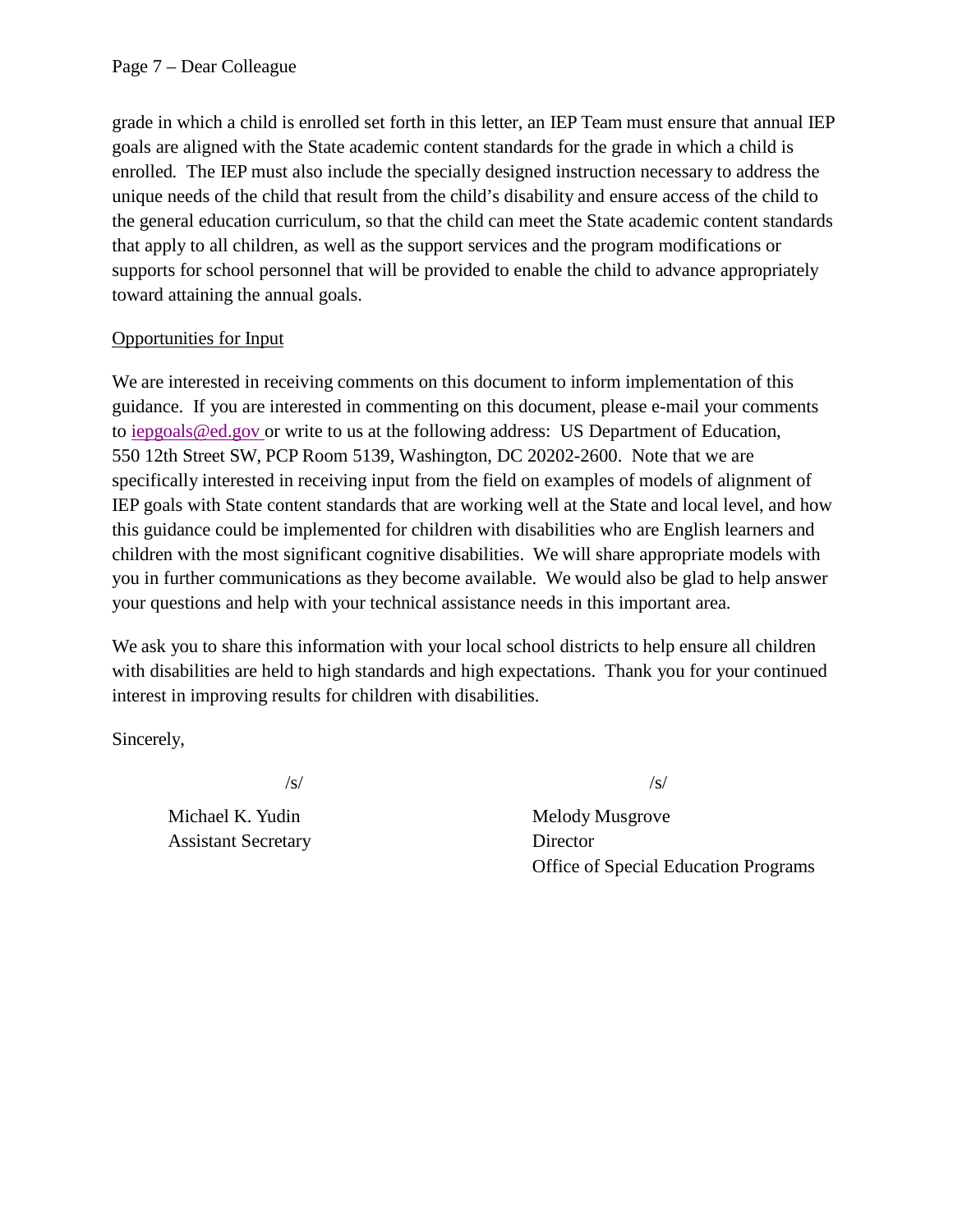grade in which a child is enrolled set forth in this letter, an IEP Team must ensure that annual IEP goals are aligned with the State academic content standards for the grade in which a child is enrolled. The IEP must also include the specially designed instruction necessary to address the unique needs of the child that result from the child's disability and ensure access of the child to the general education curriculum, so that the child can meet the State academic content standards that apply to all children, as well as the support services and the program modifications or supports for school personnel that will be provided to enable the child to advance appropriately toward attaining the annual goals.

Opportunities for Input

We are interested in receiving comments on this document to inform implementation of this guidance. If you are interested in commenting on this document, please e-mail your comments to iepgoals@ed.gov or write to us at the following address: US Department of Education, 550 12th Street SW, PCP Room 5139, Washington, DC 20202-2600. Note that we are specifically interested in receiving input from the field on examples of models of alignment of IEP goals with State content standards that are working well at the State and local level, and how this guidance could be implemented for children with disabilities who are English learners and children with the most significant cognitive disabilities. We will share appropriate models with you in further communications as they become available. We would also be glad to help answer your questions and help with your technical assistance needs in this important area.

We ask you to share this information with your local school districts to help ensure all children with disabilities are held to high standards and high expectations. Thank you for your continued interest in improving results for children with disabilities.

Sincerely,

/s/

Michael K. Yudin
Assistant Secretary

/s/

Melody Musgrove
Director
Office of Special Education Programs